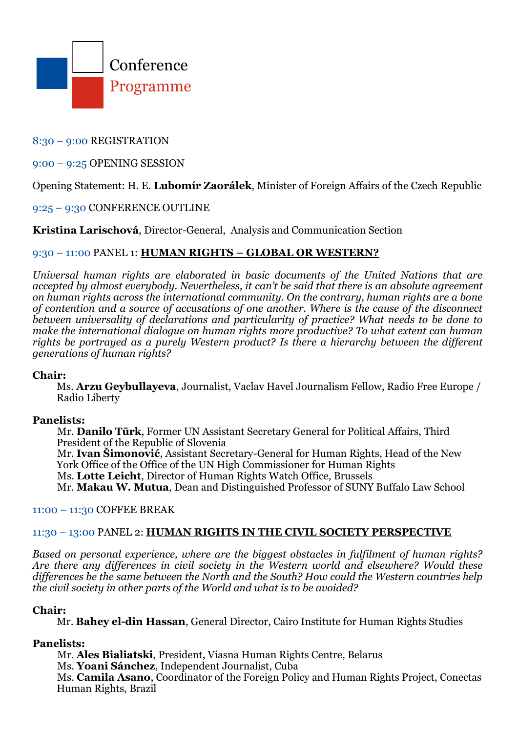# Conference Programme

8:30 – 9:00 REGISTRATION

9:00 – 9:25 OPENING SESSION

Opening Statement: H. E. **Lubomír Zaorálek**, Minister of Foreign Affairs of the Czech Republic

9:25 – 9:30 CONFERENCE OUTLINE

**Kristina Larischová**, Director-General, Analysis and Communication Section

## 9:30 – 11:00 PANEL 1: HUMAN RIGHTS – GLOBAL OR WESTERN?

*Universal human rights are elaborated in basic documents of the United Nations that are accepted by almost everybody. Nevertheless, it can't be said that there is an absolute agreement on human rights across the international community. On the contrary, human rights are a bone of contention and a source of accusations of one another. Where is the cause of the disconnect between universality of declarations and particularity of practice? What needs to be done to make the international dialogue on human rights more productive? To what extent can human rights be portrayed as a purely Western product? Is there a hierarchy between the different generations of human rights?*

**Chair:**

Ms. **Arzu Geybullayeva**, Journalist, Vaclav Havel Journalism Fellow, Radio Free Europe / Radio Liberty

**Panelists:**

Mr. **Danilo Tūrk**, Former UN Assistant Secretary General for Political Affairs, Third President of the Republic of Slovenia

Mr. **Ivan Šimonović**, Assistant Secretary-General for Human Rights, Head of the New York Office of the Office of the UN High Commissioner for Human Rights

Ms. **Lotte Leicht**, Director of Human Rights Watch Office, Brussels

Mr. **Makau W. Mutua**, Dean and Distinguished Professor of SUNY Buffalo Law School

11:00 – 11:30 COFFEE BREAK

## 11:30 – 13:00 PANEL 2: HUMAN RIGHTS IN THE CIVIL SOCIETY PERSPECTIVE

*Based on personal experience, where are the biggest obstacles in fulfilment of human rights? Are there any differences in civil society in the Western world and elsewhere? Would these differences be the same between the North and the South? How could the Western countries help the civil society in other parts of the World and what is to be avoided?*

**Chair:**

Mr. **Bahey el-din Hassan**, General Director, Cairo Institute for Human Rights Studies

**Panelists:**

Mr. **Ales Bialiatski**, President, Viasna Human Rights Centre, Belarus

Ms. **Yoani Sánchez**, Independent Journalist, Cuba

Ms. **Camila Asano**, Coordinator of the Foreign Policy and Human Rights Project, Conectas Human Rights, Brazil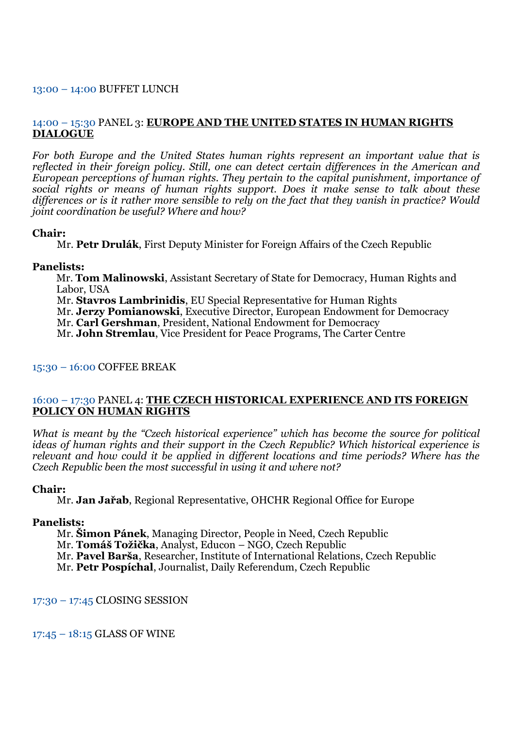13:00 – 14:00 BUFFET LUNCH

14:00 – 15:30 PANEL 3: **EUROPE AND THE UNITED STATES IN HUMAN RIGHTS DIALOGUE**

*For both Europe and the United States human rights represent an important value that is reflected in their foreign policy. Still, one can detect certain differences in the American and European perceptions of human rights. They pertain to the capital punishment, importance of social rights or means of human rights support. Does it make sense to talk about these differences or is it rather more sensible to rely on the fact that they vanish in practice? Would joint coordination be useful? Where and how?*

**Chair:**

Mr. **Petr Drulák**, First Deputy Minister for Foreign Affairs of the Czech Republic

**Panelists:**

Mr. **Tom Malinowski**, Assistant Secretary of State for Democracy, Human Rights and Labor, USA
Mr. **Stavros Lambrinidis**, EU Special Representative for Human Rights
Mr. **Jerzy Pomianowski**, Executive Director, European Endowment for Democracy
Mr. **Carl Gershman**, President, National Endowment for Democracy
Mr. **John Stremlau**, Vice President for Peace Programs, The Carter Centre

15:30 – 16:00 COFFEE BREAK

16:00 – 17:30 PANEL 4: **THE CZECH HISTORICAL EXPERIENCE AND ITS FOREIGN POLICY ON HUMAN RIGHTS**

*What is meant by the "Czech historical experience" which has become the source for political ideas of human rights and their support in the Czech Republic? Which historical experience is relevant and how could it be applied in different locations and time periods? Where has the Czech Republic been the most successful in using it and where not?*

**Chair:**

Mr. **Jan Jařab**, Regional Representative, OHCHR Regional Office for Europe

**Panelists:**

Mr. **Šimon Pánek**, Managing Director, People in Need, Czech Republic
Mr. **Tomáš Tožička**, Analyst, Educon – NGO, Czech Republic
Mr. **Pavel Barša**, Researcher, Institute of International Relations, Czech Republic
Mr. **Petr Pospíchal**, Journalist, Daily Referendum, Czech Republic

17:30 – 17:45 CLOSING SESSION

17:45 – 18:15 GLASS OF WINE